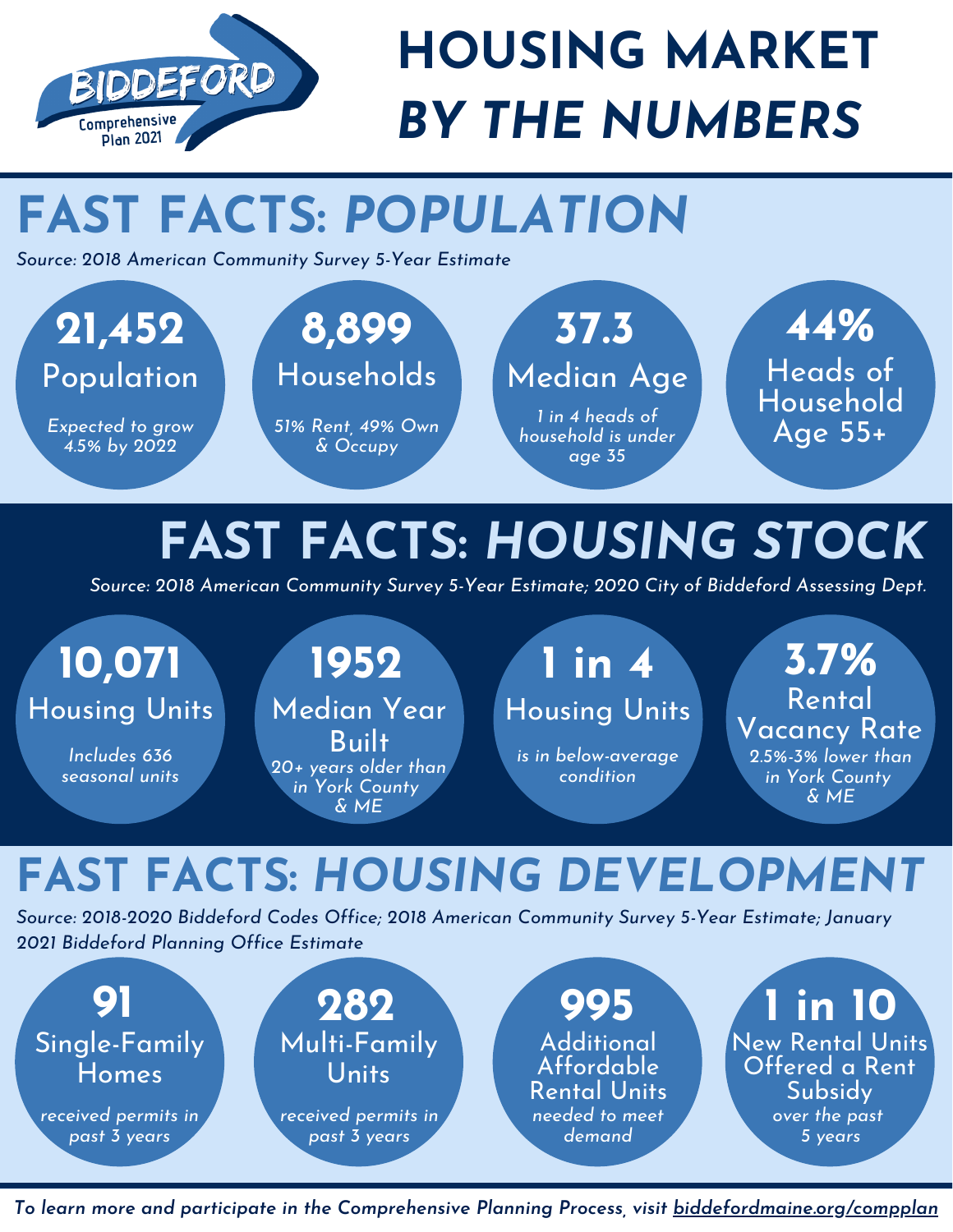BIDDEFORD
Comprehensive Plan 2021

# HOUSING MARKET *BY THE NUMBERS*

## FAST FACTS: *POPULATION*

*Source: 2018 American Community Survey 5-Year Estimate*

**21,452**
Population
*Expected to grow 4.5% by 2022*

**8,899**
Households
*51% Rent, 49% Own & Occupy*

**37.3**
Median Age
*1 in 4 heads of household is under age 35*

**44%**
Heads of Household Age 55+

## FAST FACTS: *HOUSING STOCK*

*Source: 2018 American Community Survey 5-Year Estimate; 2020 City of Biddeford Assessing Dept.*

**10,071**
Housing Units
*Includes 636 seasonal units*

**1952**
Median Year Built
*20+ years older than in York County & ME*

**1 in 4**
Housing Units
*is in below-average condition*

**3.7%**
Rental Vacancy Rate
*2.5%-3% lower than in York County & ME*

## FAST FACTS: *HOUSING DEVELOPMENT*

*Source: 2018-2020 Biddeford Codes Office; 2018 American Community Survey 5-Year Estimate; January 2021 Biddeford Planning Office Estimate*

**91**
Single-Family Homes
*received permits in past 3 years*

**282**
Multi-Family Units
*received permits in past 3 years*

**995**
Additional Affordable Rental Units
*needed to meet demand*

**1 in 10**
New Rental Units Offered a Rent Subsidy
*over the past 5 years*

***To learn more and participate in the Comprehensive Planning Process, visit biddefordmaine.org/compplan***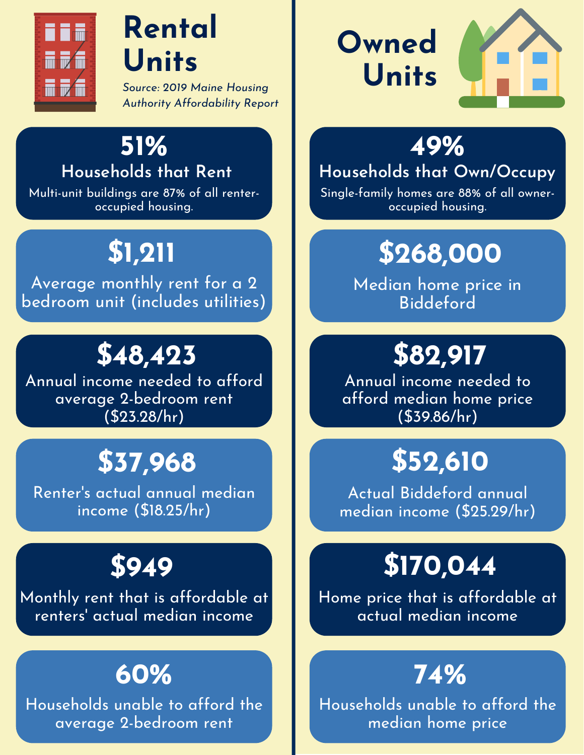# Rental Units

*Source: 2019 Maine Housing Authority Affordability Report*

**51%**
**Households that Rent**
Multi-unit buildings are 87% of all renter-occupied housing.

**$1,211**
Average monthly rent for a 2 bedroom unit (includes utilities)

**$48,423**
Annual income needed to afford average 2-bedroom rent ($23.28/hr)

**$37,968**
Renter's actual annual median income ($18.25/hr)

**$949**
Monthly rent that is affordable at renters' actual median income

**60%**
Households unable to afford the average 2-bedroom rent

# Owned Units

**49%**
**Households that Own/Occupy**
Single-family homes are 88% of all owner-occupied housing.

**$268,000**
Median home price in Biddeford

**$82,917**
Annual income needed to afford median home price ($39.86/hr)

**$52,610**
Actual Biddeford annual median income ($25.29/hr)

**$170,044**
Home price that is affordable at actual median income

**74%**
Households unable to afford the median home price